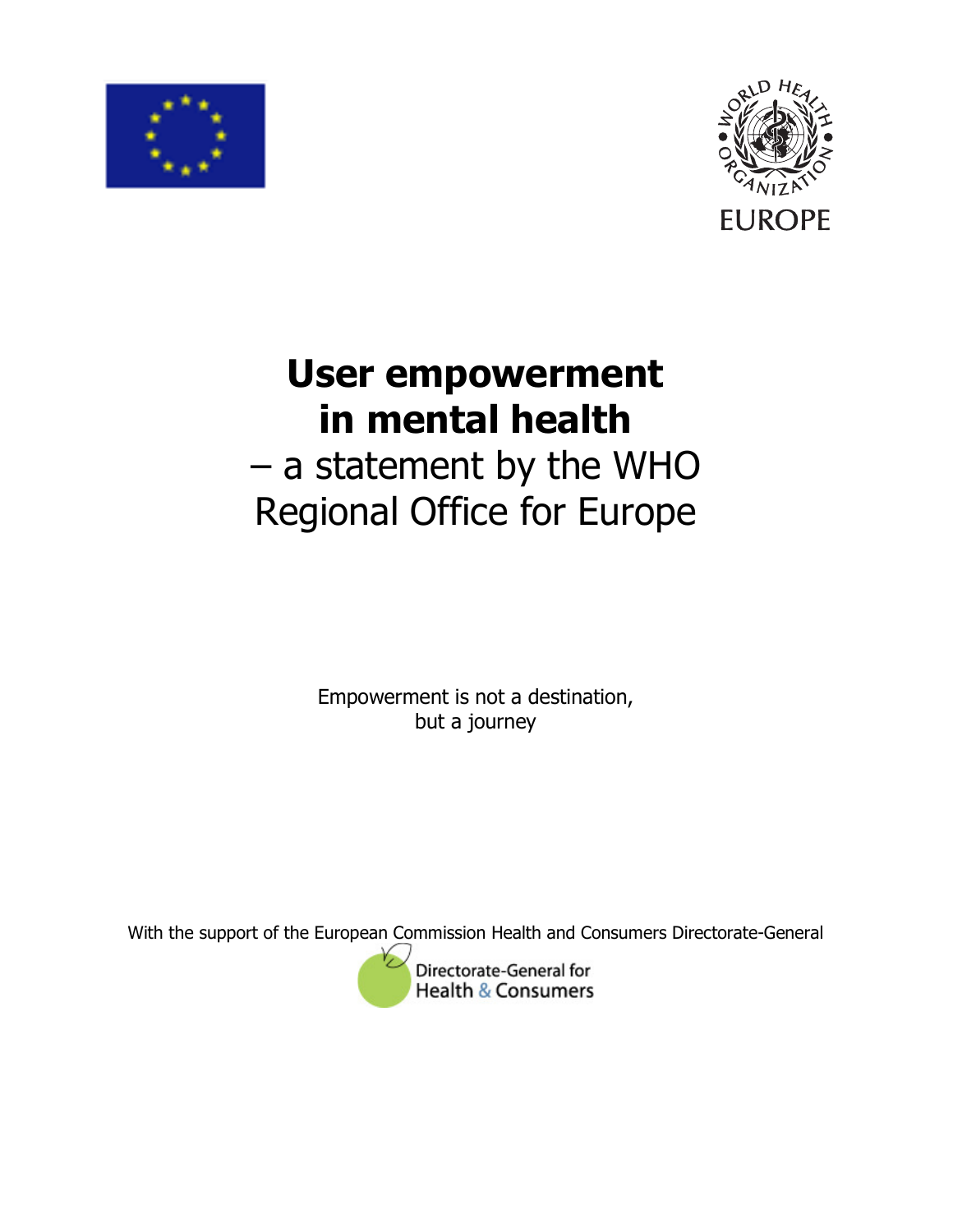WORLD HEALTH ORGANIZATION EUROPE

# User empowerment in mental health

– a statement by the WHO Regional Office for Europe

Empowerment is not a destination,
but a journey

With the support of the European Commission Health and Consumers Directorate-General

Directorate-General for Health & Consumers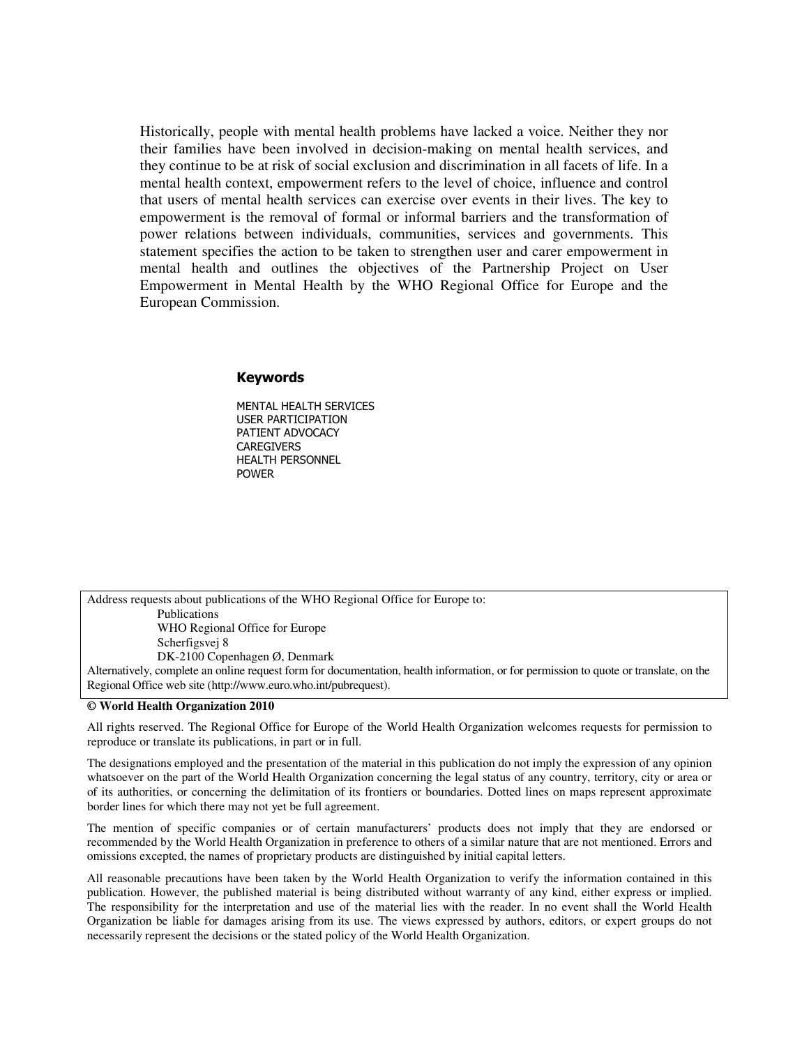Historically, people with mental health problems have lacked a voice. Neither they nor their families have been involved in decision-making on mental health services, and they continue to be at risk of social exclusion and discrimination in all facets of life. In a mental health context, empowerment refers to the level of choice, influence and control that users of mental health services can exercise over events in their lives. The key to empowerment is the removal of formal or informal barriers and the transformation of power relations between individuals, communities, services and governments. This statement specifies the action to be taken to strengthen user and carer empowerment in mental health and outlines the objectives of the Partnership Project on User Empowerment in Mental Health by the WHO Regional Office for Europe and the European Commission.

**Keywords**

MENTAL HEALTH SERVICES
USER PARTICIPATION
PATIENT ADVOCACY
CAREGIVERS
HEALTH PERSONNEL
POWER

Address requests about publications of the WHO Regional Office for Europe to:
Publications
WHO Regional Office for Europe
Scherfigsvej 8
DK-2100 Copenhagen Ø, Denmark
Alternatively, complete an online request form for documentation, health information, or for permission to quote or translate, on the Regional Office web site (http://www.euro.who.int/pubrequest).

**© World Health Organization 2010**

All rights reserved. The Regional Office for Europe of the World Health Organization welcomes requests for permission to reproduce or translate its publications, in part or in full.

The designations employed and the presentation of the material in this publication do not imply the expression of any opinion whatsoever on the part of the World Health Organization concerning the legal status of any country, territory, city or area or of its authorities, or concerning the delimitation of its frontiers or boundaries. Dotted lines on maps represent approximate border lines for which there may not yet be full agreement.

The mention of specific companies or of certain manufacturers' products does not imply that they are endorsed or recommended by the World Health Organization in preference to others of a similar nature that are not mentioned. Errors and omissions excepted, the names of proprietary products are distinguished by initial capital letters.

All reasonable precautions have been taken by the World Health Organization to verify the information contained in this publication. However, the published material is being distributed without warranty of any kind, either express or implied. The responsibility for the interpretation and use of the material lies with the reader. In no event shall the World Health Organization be liable for damages arising from its use. The views expressed by authors, editors, or expert groups do not necessarily represent the decisions or the stated policy of the World Health Organization.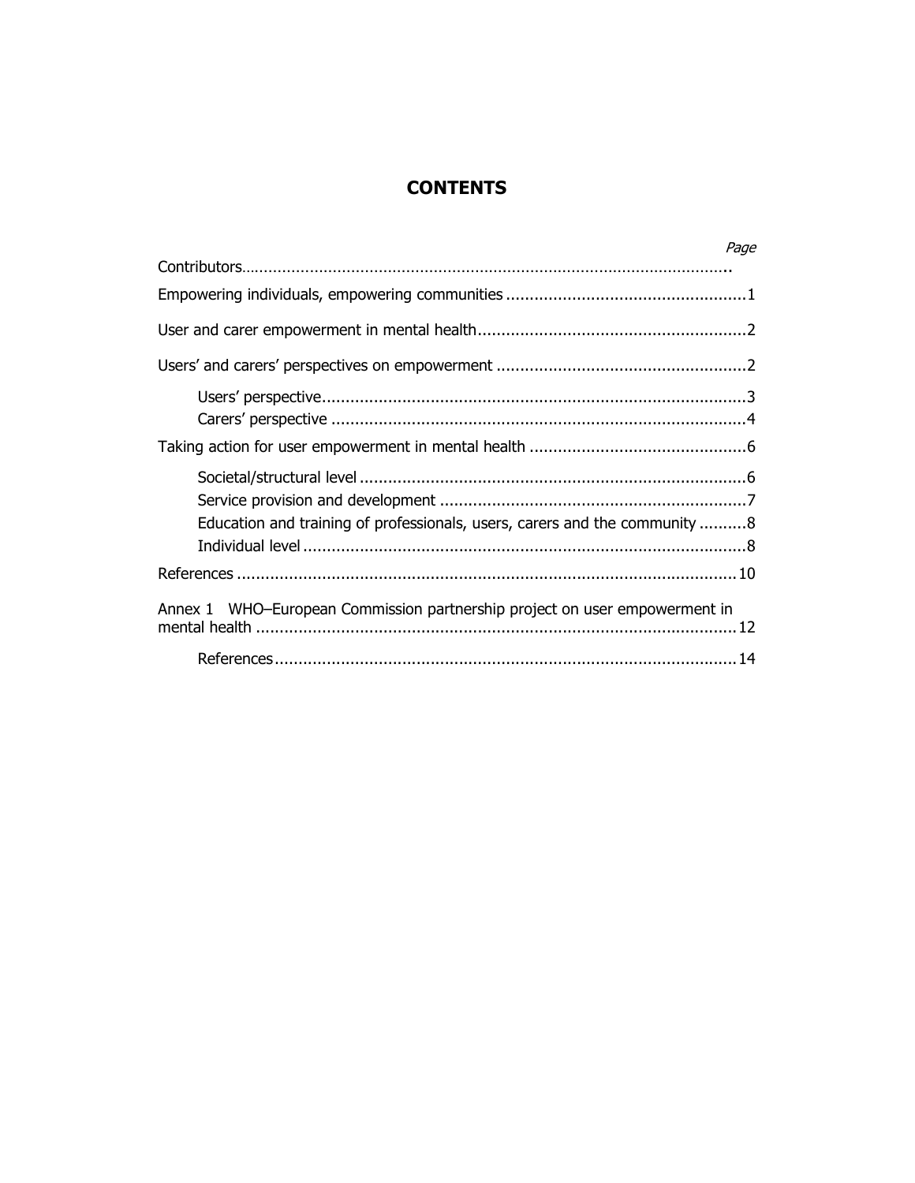# CONTENTS

| | Page |
|---|---|
| Contributors | |
| Empowering individuals, empowering communities | 1 |
| User and carer empowerment in mental health | 2 |
| Users' and carers' perspectives on empowerment | 2 |
| Users' perspective | 3 |
| Carers' perspective | 4 |
| Taking action for user empowerment in mental health | 6 |
| Societal/structural level | 6 |
| Service provision and development | 7 |
| Education and training of professionals, users, carers and the community | 8 |
| Individual level | 8 |
| References | 10 |
| Annex 1 WHO–European Commission partnership project on user empowerment in mental health | 12 |
| References | 14 |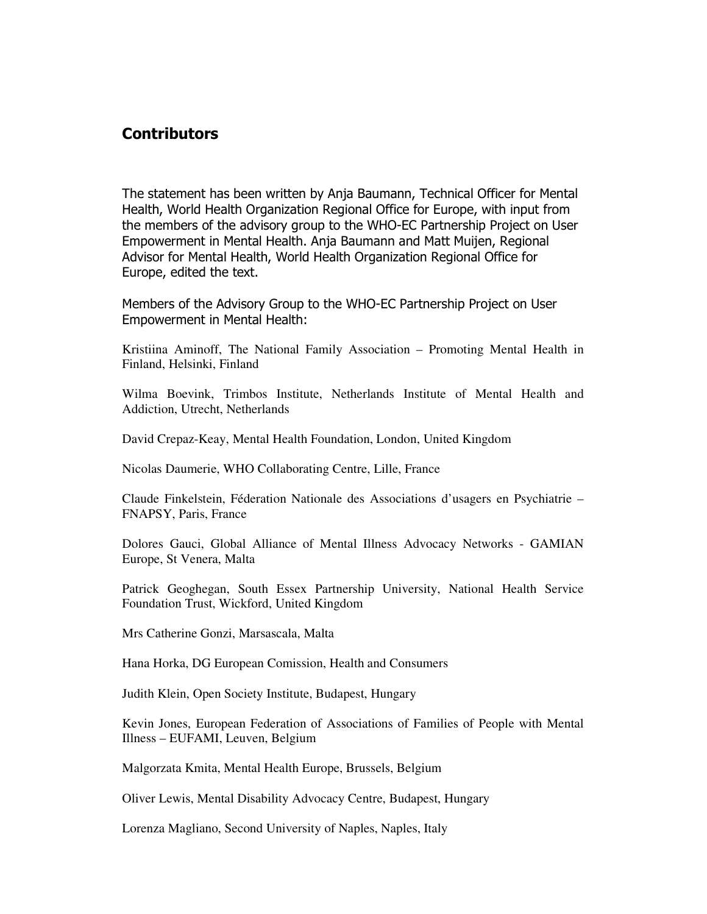## Contributors

The statement has been written by Anja Baumann, Technical Officer for Mental Health, World Health Organization Regional Office for Europe, with input from the members of the advisory group to the WHO-EC Partnership Project on User Empowerment in Mental Health. Anja Baumann and Matt Muijen, Regional Advisor for Mental Health, World Health Organization Regional Office for Europe, edited the text.

Members of the Advisory Group to the WHO-EC Partnership Project on User Empowerment in Mental Health:

Kristiina Aminoff, The National Family Association – Promoting Mental Health in Finland, Helsinki, Finland

Wilma Boevink, Trimbos Institute, Netherlands Institute of Mental Health and Addiction, Utrecht, Netherlands

David Crepaz-Keay, Mental Health Foundation, London, United Kingdom

Nicolas Daumerie, WHO Collaborating Centre, Lille, France

Claude Finkelstein, Féderation Nationale des Associations d'usagers en Psychiatrie – FNAPSY, Paris, France

Dolores Gauci, Global Alliance of Mental Illness Advocacy Networks - GAMIAN Europe, St Venera, Malta

Patrick Geoghegan, South Essex Partnership University, National Health Service Foundation Trust, Wickford, United Kingdom

Mrs Catherine Gonzi, Marsascala, Malta

Hana Horka, DG European Comission, Health and Consumers

Judith Klein, Open Society Institute, Budapest, Hungary

Kevin Jones, European Federation of Associations of Families of People with Mental Illness – EUFAMI, Leuven, Belgium

Malgorzata Kmita, Mental Health Europe, Brussels, Belgium

Oliver Lewis, Mental Disability Advocacy Centre, Budapest, Hungary

Lorenza Magliano, Second University of Naples, Naples, Italy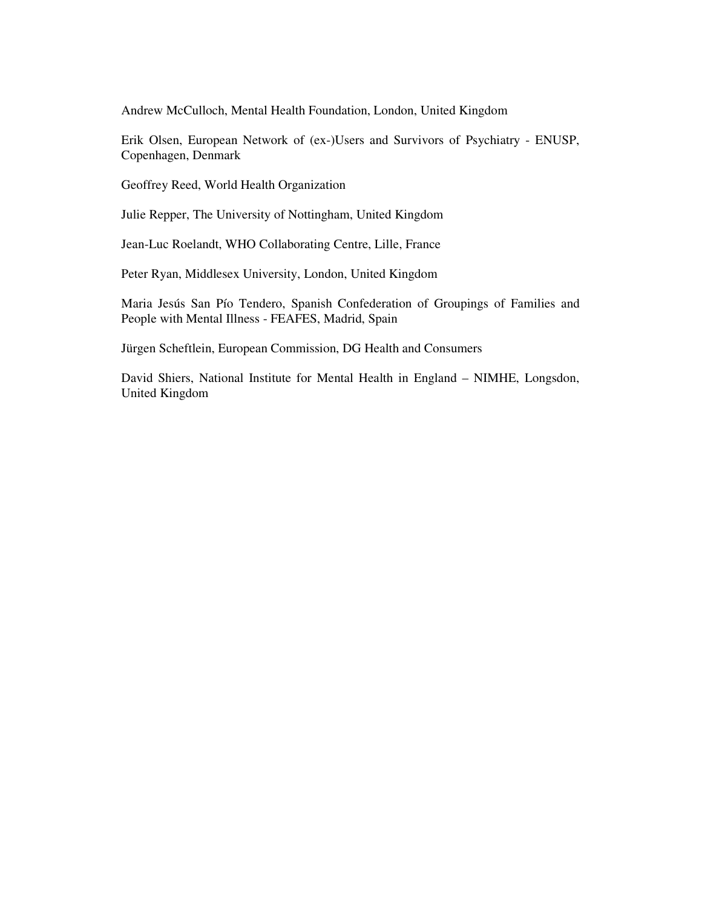Andrew McCulloch, Mental Health Foundation, London, United Kingdom

Erik Olsen, European Network of (ex-)Users and Survivors of Psychiatry - ENUSP, Copenhagen, Denmark

Geoffrey Reed, World Health Organization

Julie Repper, The University of Nottingham, United Kingdom

Jean-Luc Roelandt, WHO Collaborating Centre, Lille, France

Peter Ryan, Middlesex University, London, United Kingdom

Maria Jesús San Pío Tendero, Spanish Confederation of Groupings of Families and People with Mental Illness - FEAFES, Madrid, Spain

Jürgen Scheftlein, European Commission, DG Health and Consumers

David Shiers, National Institute for Mental Health in England – NIMHE, Longsdon, United Kingdom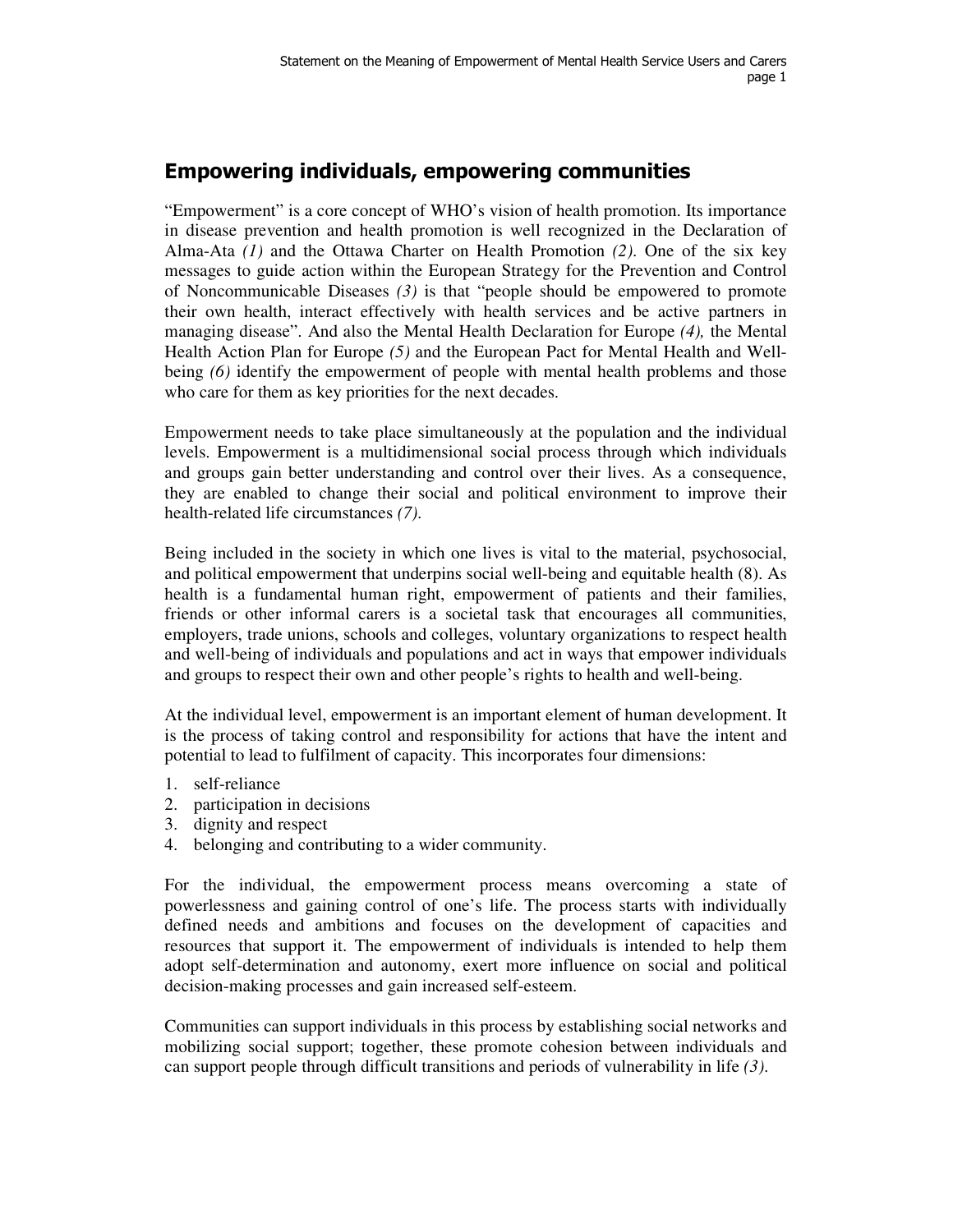## Empowering individuals, empowering communities

"Empowerment" is a core concept of WHO's vision of health promotion. Its importance in disease prevention and health promotion is well recognized in the Declaration of Alma-Ata *(1)* and the Ottawa Charter on Health Promotion *(2)*. One of the six key messages to guide action within the European Strategy for the Prevention and Control of Noncommunicable Diseases *(3)* is that "people should be empowered to promote their own health, interact effectively with health services and be active partners in managing disease". And also the Mental Health Declaration for Europe *(4),* the Mental Health Action Plan for Europe *(5)* and the European Pact for Mental Health and Well-being *(6)* identify the empowerment of people with mental health problems and those who care for them as key priorities for the next decades.

Empowerment needs to take place simultaneously at the population and the individual levels. Empowerment is a multidimensional social process through which individuals and groups gain better understanding and control over their lives. As a consequence, they are enabled to change their social and political environment to improve their health-related life circumstances *(7)*.

Being included in the society in which one lives is vital to the material, psychosocial, and political empowerment that underpins social well-being and equitable health (8). As health is a fundamental human right, empowerment of patients and their families, friends or other informal carers is a societal task that encourages all communities, employers, trade unions, schools and colleges, voluntary organizations to respect health and well-being of individuals and populations and act in ways that empower individuals and groups to respect their own and other people's rights to health and well-being.

At the individual level, empowerment is an important element of human development. It is the process of taking control and responsibility for actions that have the intent and potential to lead to fulfilment of capacity. This incorporates four dimensions:

1. self-reliance
2. participation in decisions
3. dignity and respect
4. belonging and contributing to a wider community.

For the individual, the empowerment process means overcoming a state of powerlessness and gaining control of one's life. The process starts with individually defined needs and ambitions and focuses on the development of capacities and resources that support it. The empowerment of individuals is intended to help them adopt self-determination and autonomy, exert more influence on social and political decision-making processes and gain increased self-esteem.

Communities can support individuals in this process by establishing social networks and mobilizing social support; together, these promote cohesion between individuals and can support people through difficult transitions and periods of vulnerability in life *(3)*.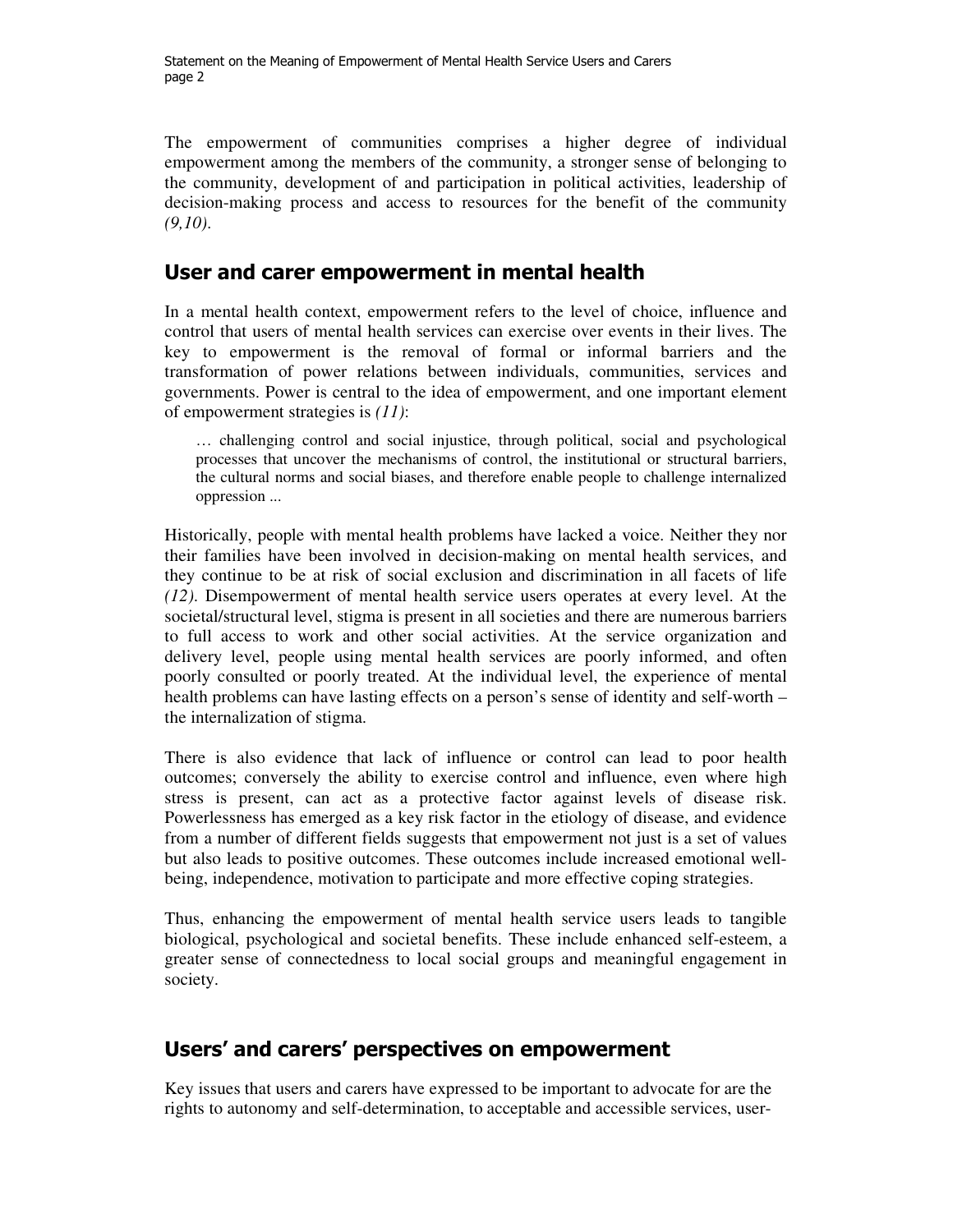The empowerment of communities comprises a higher degree of individual empowerment among the members of the community, a stronger sense of belonging to the community, development of and participation in political activities, leadership of decision-making process and access to resources for the benefit of the community *(9,10)*.

## User and carer empowerment in mental health

In a mental health context, empowerment refers to the level of choice, influence and control that users of mental health services can exercise over events in their lives. The key to empowerment is the removal of formal or informal barriers and the transformation of power relations between individuals, communities, services and governments. Power is central to the idea of empowerment, and one important element of empowerment strategies is *(11)*:

> … challenging control and social injustice, through political, social and psychological processes that uncover the mechanisms of control, the institutional or structural barriers, the cultural norms and social biases, and therefore enable people to challenge internalized oppression ...

Historically, people with mental health problems have lacked a voice. Neither they nor their families have been involved in decision-making on mental health services, and they continue to be at risk of social exclusion and discrimination in all facets of life *(12)*. Disempowerment of mental health service users operates at every level. At the societal/structural level, stigma is present in all societies and there are numerous barriers to full access to work and other social activities. At the service organization and delivery level, people using mental health services are poorly informed, and often poorly consulted or poorly treated. At the individual level, the experience of mental health problems can have lasting effects on a person's sense of identity and self-worth – the internalization of stigma.

There is also evidence that lack of influence or control can lead to poor health outcomes; conversely the ability to exercise control and influence, even where high stress is present, can act as a protective factor against levels of disease risk. Powerlessness has emerged as a key risk factor in the etiology of disease, and evidence from a number of different fields suggests that empowerment not just is a set of values but also leads to positive outcomes. These outcomes include increased emotional well-being, independence, motivation to participate and more effective coping strategies.

Thus, enhancing the empowerment of mental health service users leads to tangible biological, psychological and societal benefits. These include enhanced self-esteem, a greater sense of connectedness to local social groups and meaningful engagement in society.

## Users' and carers' perspectives on empowerment

Key issues that users and carers have expressed to be important to advocate for are the rights to autonomy and self-determination, to acceptable and accessible services, user-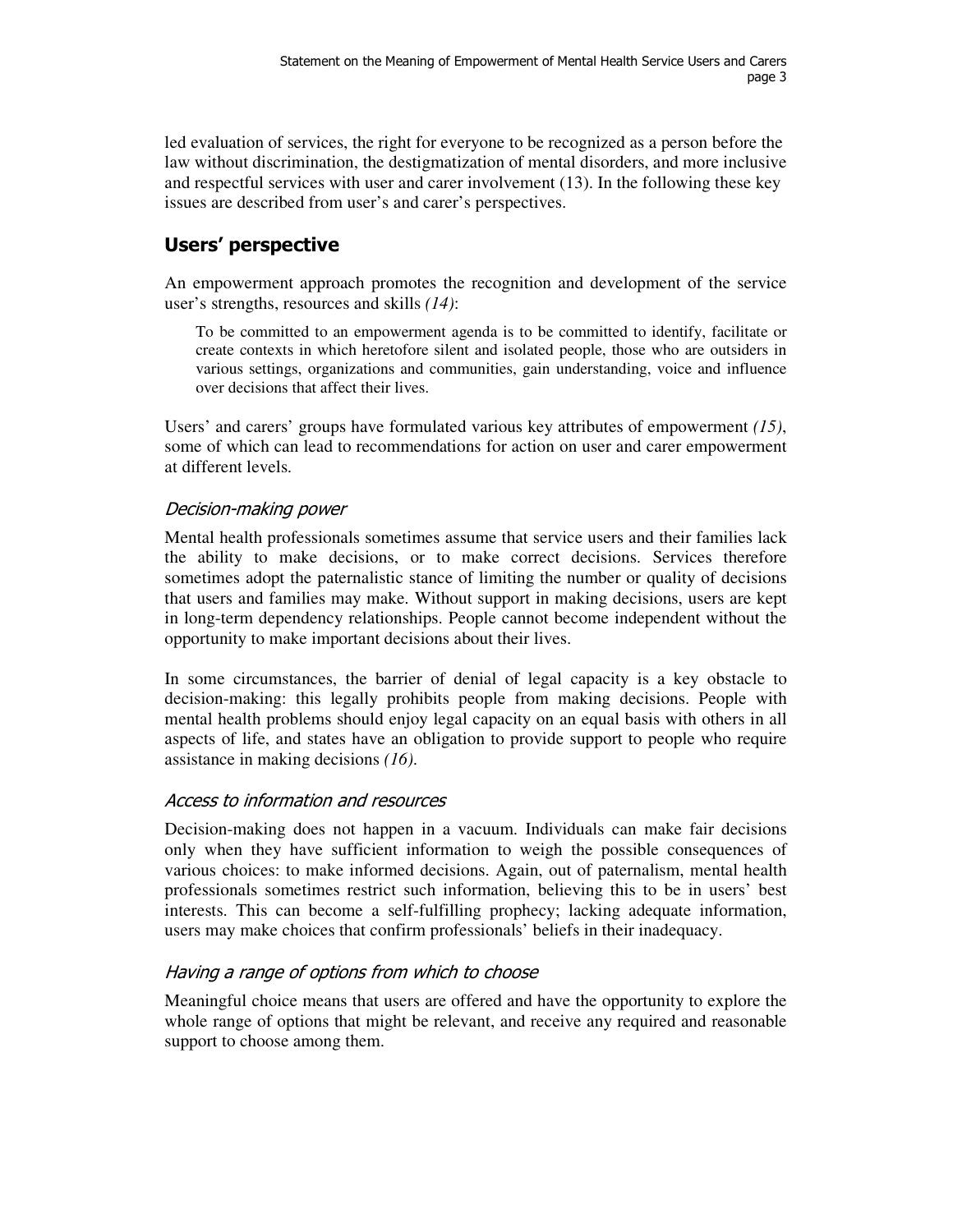led evaluation of services, the right for everyone to be recognized as a person before the law without discrimination, the destigmatization of mental disorders, and more inclusive and respectful services with user and carer involvement (13). In the following these key issues are described from user's and carer's perspectives.

## Users' perspective

An empowerment approach promotes the recognition and development of the service user's strengths, resources and skills *(14)*:

> To be committed to an empowerment agenda is to be committed to identify, facilitate or create contexts in which heretofore silent and isolated people, those who are outsiders in various settings, organizations and communities, gain understanding, voice and influence over decisions that affect their lives.

Users' and carers' groups have formulated various key attributes of empowerment *(15)*, some of which can lead to recommendations for action on user and carer empowerment at different levels.

### *Decision-making power*

Mental health professionals sometimes assume that service users and their families lack the ability to make decisions, or to make correct decisions. Services therefore sometimes adopt the paternalistic stance of limiting the number or quality of decisions that users and families may make. Without support in making decisions, users are kept in long-term dependency relationships. People cannot become independent without the opportunity to make important decisions about their lives.

In some circumstances, the barrier of denial of legal capacity is a key obstacle to decision-making: this legally prohibits people from making decisions. People with mental health problems should enjoy legal capacity on an equal basis with others in all aspects of life, and states have an obligation to provide support to people who require assistance in making decisions *(16)*.

### *Access to information and resources*

Decision-making does not happen in a vacuum. Individuals can make fair decisions only when they have sufficient information to weigh the possible consequences of various choices: to make informed decisions. Again, out of paternalism, mental health professionals sometimes restrict such information, believing this to be in users' best interests. This can become a self-fulfilling prophecy; lacking adequate information, users may make choices that confirm professionals' beliefs in their inadequacy.

### *Having a range of options from which to choose*

Meaningful choice means that users are offered and have the opportunity to explore the whole range of options that might be relevant, and receive any required and reasonable support to choose among them.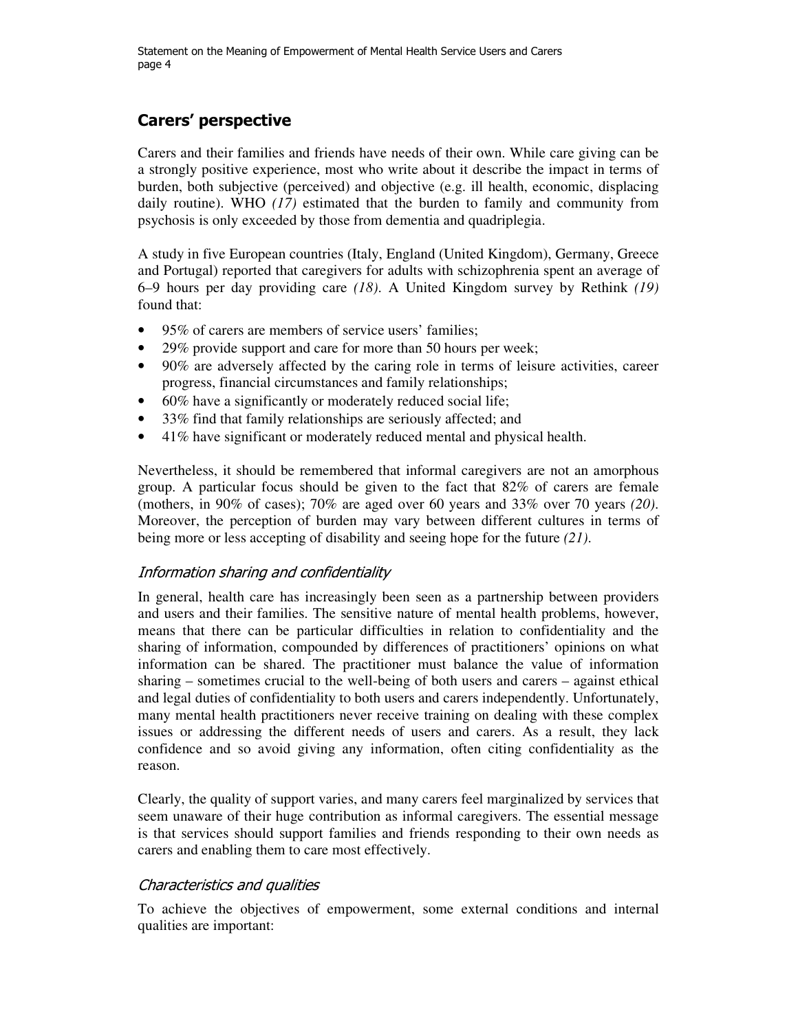## Carers' perspective

Carers and their families and friends have needs of their own. While care giving can be a strongly positive experience, most who write about it describe the impact in terms of burden, both subjective (perceived) and objective (e.g. ill health, economic, displacing daily routine). WHO *(17)* estimated that the burden to family and community from psychosis is only exceeded by those from dementia and quadriplegia.

A study in five European countries (Italy, England (United Kingdom), Germany, Greece and Portugal) reported that caregivers for adults with schizophrenia spent an average of 6–9 hours per day providing care *(18)*. A United Kingdom survey by Rethink *(19)* found that:

- 95% of carers are members of service users' families;
- 29% provide support and care for more than 50 hours per week;
- 90% are adversely affected by the caring role in terms of leisure activities, career progress, financial circumstances and family relationships;
- 60% have a significantly or moderately reduced social life;
- 33% find that family relationships are seriously affected; and
- 41% have significant or moderately reduced mental and physical health.

Nevertheless, it should be remembered that informal caregivers are not an amorphous group. A particular focus should be given to the fact that 82% of carers are female (mothers, in 90% of cases); 70% are aged over 60 years and 33% over 70 years *(20)*. Moreover, the perception of burden may vary between different cultures in terms of being more or less accepting of disability and seeing hope for the future *(21)*.

### *Information sharing and confidentiality*

In general, health care has increasingly been seen as a partnership between providers and users and their families. The sensitive nature of mental health problems, however, means that there can be particular difficulties in relation to confidentiality and the sharing of information, compounded by differences of practitioners' opinions on what information can be shared. The practitioner must balance the value of information sharing – sometimes crucial to the well-being of both users and carers – against ethical and legal duties of confidentiality to both users and carers independently. Unfortunately, many mental health practitioners never receive training on dealing with these complex issues or addressing the different needs of users and carers. As a result, they lack confidence and so avoid giving any information, often citing confidentiality as the reason.

Clearly, the quality of support varies, and many carers feel marginalized by services that seem unaware of their huge contribution as informal caregivers. The essential message is that services should support families and friends responding to their own needs as carers and enabling them to care most effectively.

### *Characteristics and qualities*

To achieve the objectives of empowerment, some external conditions and internal qualities are important: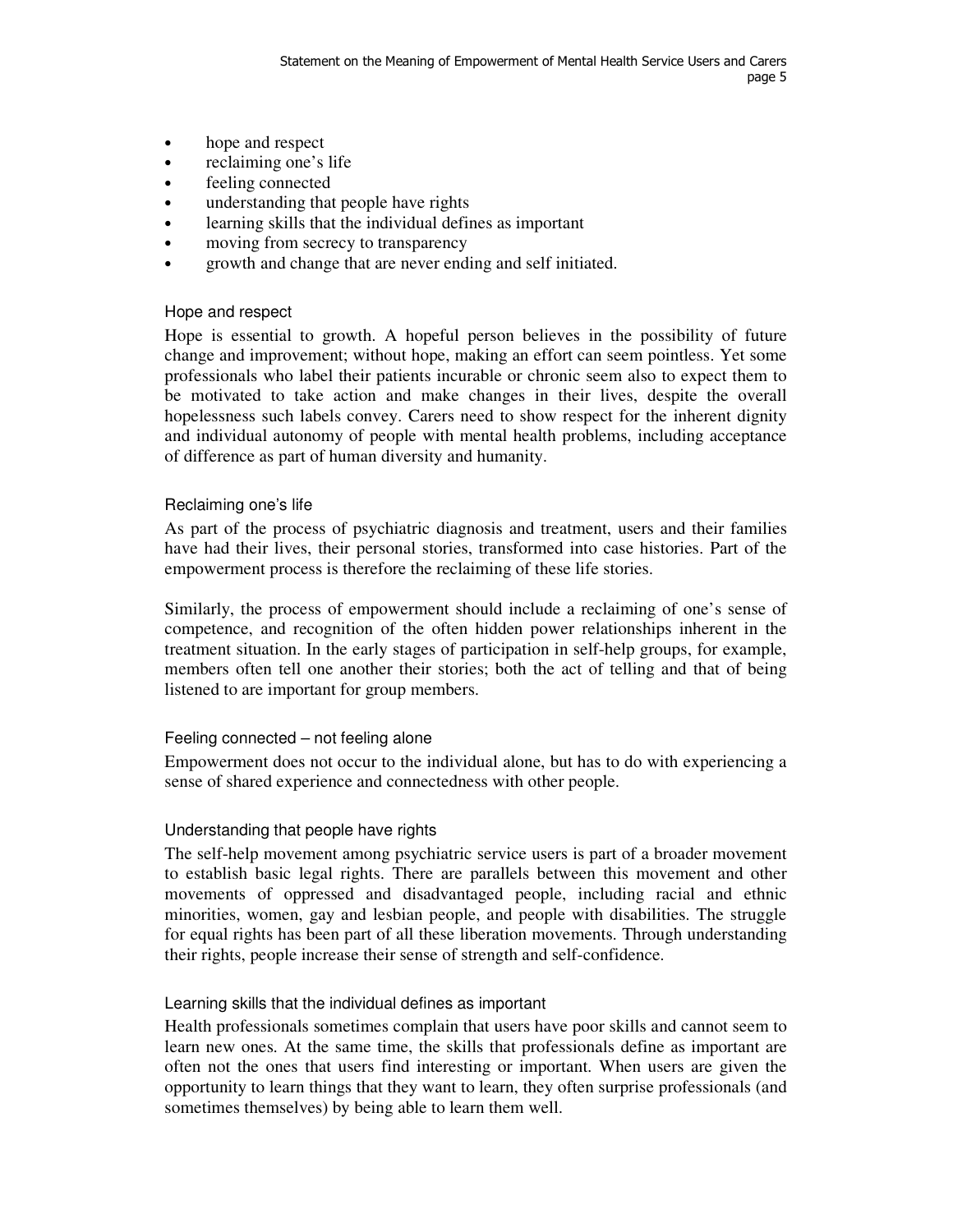- hope and respect
- reclaiming one's life
- feeling connected
- understanding that people have rights
- learning skills that the individual defines as important
- moving from secrecy to transparency
- growth and change that are never ending and self initiated.

### Hope and respect

Hope is essential to growth. A hopeful person believes in the possibility of future change and improvement; without hope, making an effort can seem pointless. Yet some professionals who label their patients incurable or chronic seem also to expect them to be motivated to take action and make changes in their lives, despite the overall hopelessness such labels convey. Carers need to show respect for the inherent dignity and individual autonomy of people with mental health problems, including acceptance of difference as part of human diversity and humanity.

### Reclaiming one's life

As part of the process of psychiatric diagnosis and treatment, users and their families have had their lives, their personal stories, transformed into case histories. Part of the empowerment process is therefore the reclaiming of these life stories.

Similarly, the process of empowerment should include a reclaiming of one's sense of competence, and recognition of the often hidden power relationships inherent in the treatment situation. In the early stages of participation in self-help groups, for example, members often tell one another their stories; both the act of telling and that of being listened to are important for group members.

### Feeling connected – not feeling alone

Empowerment does not occur to the individual alone, but has to do with experiencing a sense of shared experience and connectedness with other people.

### Understanding that people have rights

The self-help movement among psychiatric service users is part of a broader movement to establish basic legal rights. There are parallels between this movement and other movements of oppressed and disadvantaged people, including racial and ethnic minorities, women, gay and lesbian people, and people with disabilities. The struggle for equal rights has been part of all these liberation movements. Through understanding their rights, people increase their sense of strength and self-confidence.

### Learning skills that the individual defines as important

Health professionals sometimes complain that users have poor skills and cannot seem to learn new ones. At the same time, the skills that professionals define as important are often not the ones that users find interesting or important. When users are given the opportunity to learn things that they want to learn, they often surprise professionals (and sometimes themselves) by being able to learn them well.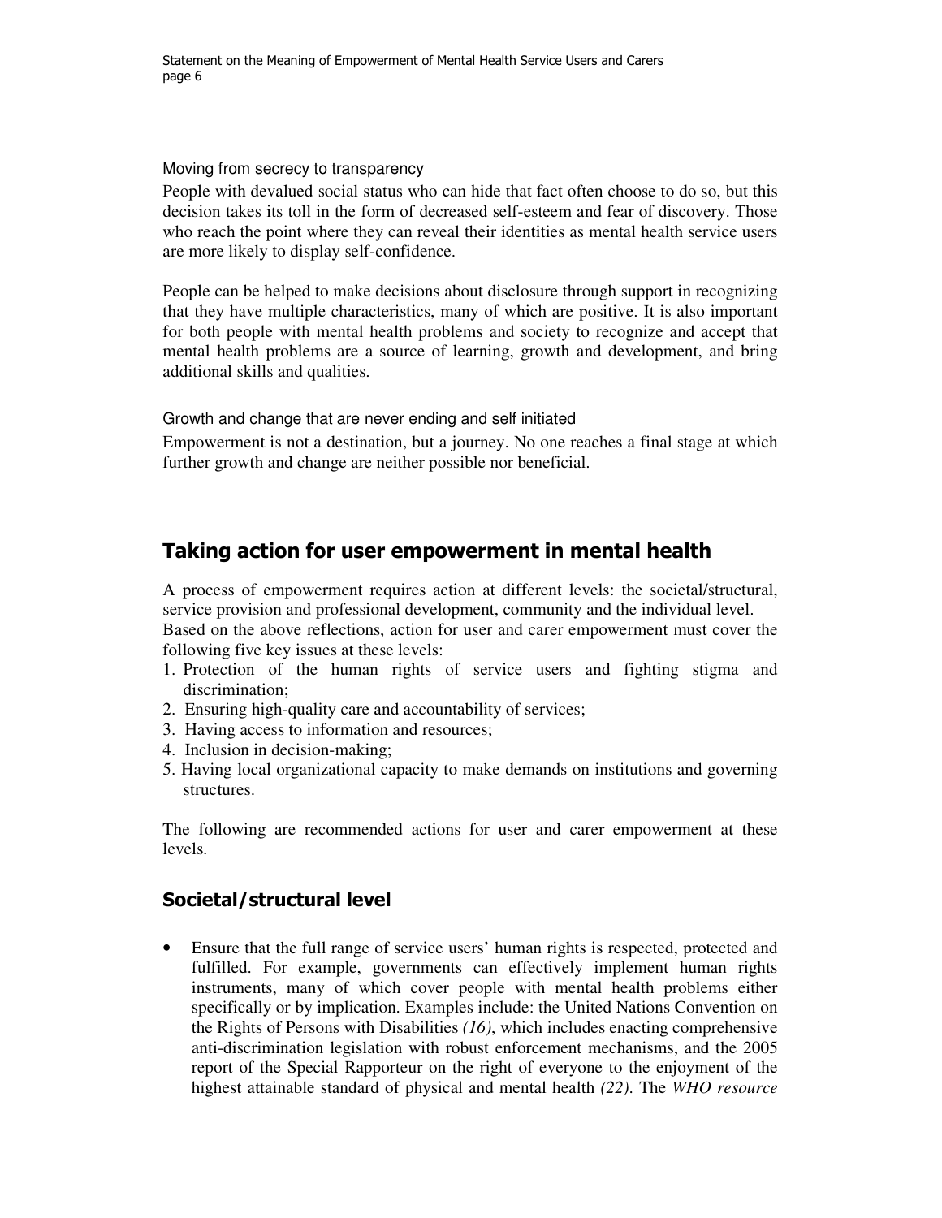### Moving from secrecy to transparency

People with devalued social status who can hide that fact often choose to do so, but this decision takes its toll in the form of decreased self-esteem and fear of discovery. Those who reach the point where they can reveal their identities as mental health service users are more likely to display self-confidence.

People can be helped to make decisions about disclosure through support in recognizing that they have multiple characteristics, many of which are positive. It is also important for both people with mental health problems and society to recognize and accept that mental health problems are a source of learning, growth and development, and bring additional skills and qualities.

### Growth and change that are never ending and self initiated

Empowerment is not a destination, but a journey. No one reaches a final stage at which further growth and change are neither possible nor beneficial.

## Taking action for user empowerment in mental health

A process of empowerment requires action at different levels: the societal/structural, service provision and professional development, community and the individual level. Based on the above reflections, action for user and carer empowerment must cover the following five key issues at these levels:

1. Protection of the human rights of service users and fighting stigma and discrimination;
2. Ensuring high-quality care and accountability of services;
3. Having access to information and resources;
4. Inclusion in decision-making;
5. Having local organizational capacity to make demands on institutions and governing structures.

The following are recommended actions for user and carer empowerment at these levels.

## Societal/structural level

- Ensure that the full range of service users' human rights is respected, protected and fulfilled. For example, governments can effectively implement human rights instruments, many of which cover people with mental health problems either specifically or by implication. Examples include: the United Nations Convention on the Rights of Persons with Disabilities *(16)*, which includes enacting comprehensive anti-discrimination legislation with robust enforcement mechanisms, and the 2005 report of the Special Rapporteur on the right of everyone to the enjoyment of the highest attainable standard of physical and mental health *(22)*. The *WHO resource*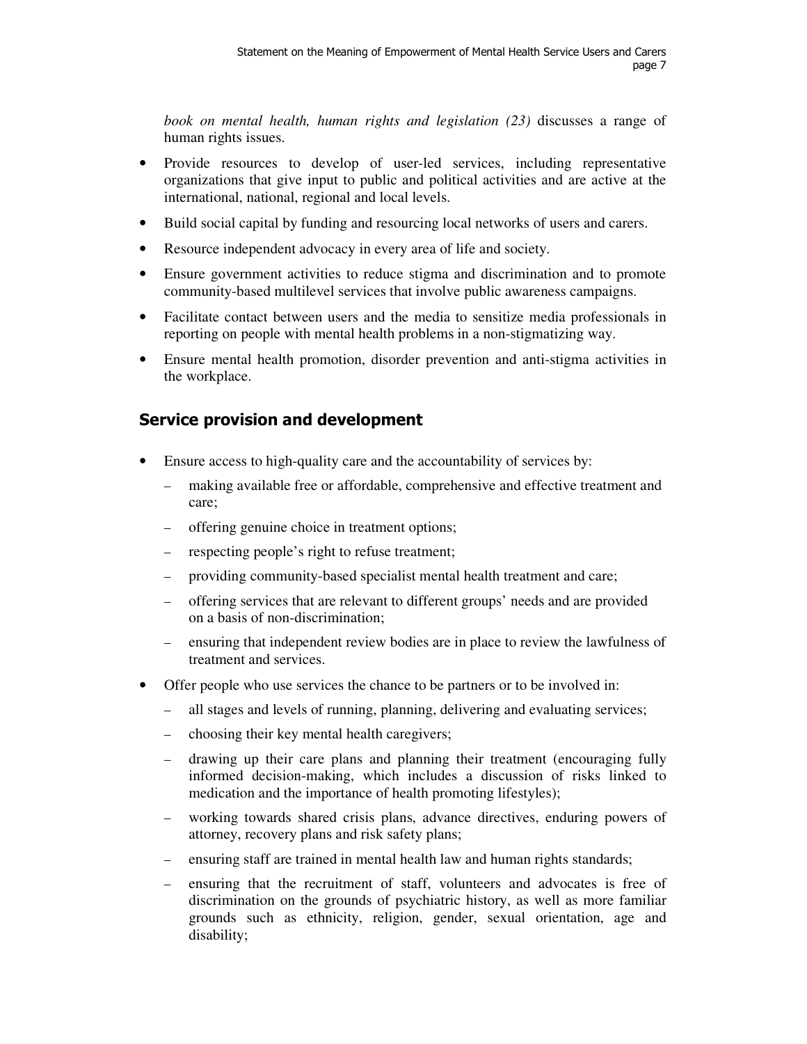*book on mental health, human rights and legislation (23)* discusses a range of human rights issues.

- Provide resources to develop of user-led services, including representative organizations that give input to public and political activities and are active at the international, national, regional and local levels.
- Build social capital by funding and resourcing local networks of users and carers.
- Resource independent advocacy in every area of life and society.
- Ensure government activities to reduce stigma and discrimination and to promote community-based multilevel services that involve public awareness campaigns.
- Facilitate contact between users and the media to sensitize media professionals in reporting on people with mental health problems in a non-stigmatizing way.
- Ensure mental health promotion, disorder prevention and anti-stigma activities in the workplace.

## Service provision and development

- Ensure access to high-quality care and the accountability of services by:
  - making available free or affordable, comprehensive and effective treatment and care;
  - offering genuine choice in treatment options;
  - respecting people's right to refuse treatment;
  - providing community-based specialist mental health treatment and care;
  - offering services that are relevant to different groups' needs and are provided on a basis of non-discrimination;
  - ensuring that independent review bodies are in place to review the lawfulness of treatment and services.
- Offer people who use services the chance to be partners or to be involved in:
  - all stages and levels of running, planning, delivering and evaluating services;
  - choosing their key mental health caregivers;
  - drawing up their care plans and planning their treatment (encouraging fully informed decision-making, which includes a discussion of risks linked to medication and the importance of health promoting lifestyles);
  - working towards shared crisis plans, advance directives, enduring powers of attorney, recovery plans and risk safety plans;
  - ensuring staff are trained in mental health law and human rights standards;
  - ensuring that the recruitment of staff, volunteers and advocates is free of discrimination on the grounds of psychiatric history, as well as more familiar grounds such as ethnicity, religion, gender, sexual orientation, age and disability;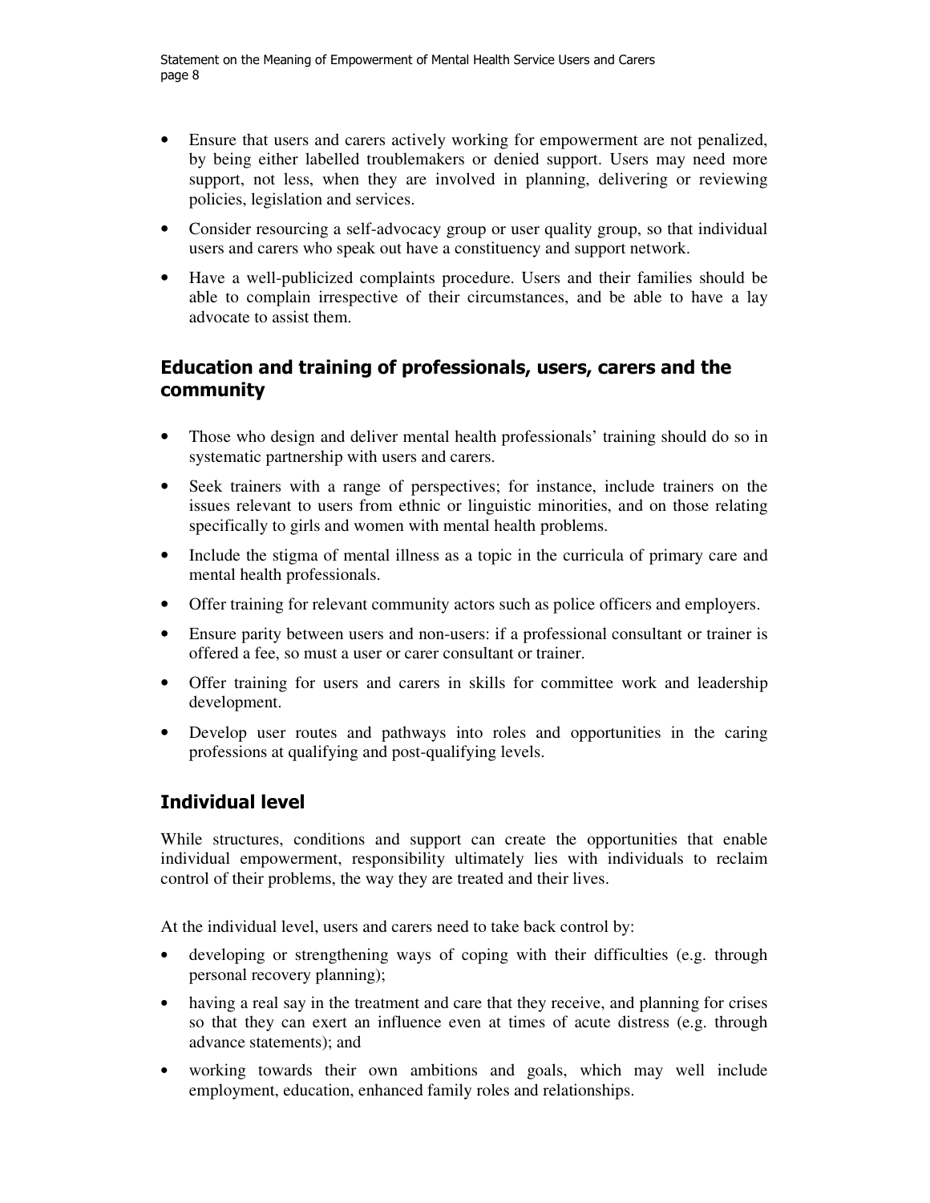- Ensure that users and carers actively working for empowerment are not penalized, by being either labelled troublemakers or denied support. Users may need more support, not less, when they are involved in planning, delivering or reviewing policies, legislation and services.
- Consider resourcing a self-advocacy group or user quality group, so that individual users and carers who speak out have a constituency and support network.
- Have a well-publicized complaints procedure. Users and their families should be able to complain irrespective of their circumstances, and be able to have a lay advocate to assist them.

## Education and training of professionals, users, carers and the community

- Those who design and deliver mental health professionals' training should do so in systematic partnership with users and carers.
- Seek trainers with a range of perspectives; for instance, include trainers on the issues relevant to users from ethnic or linguistic minorities, and on those relating specifically to girls and women with mental health problems.
- Include the stigma of mental illness as a topic in the curricula of primary care and mental health professionals.
- Offer training for relevant community actors such as police officers and employers.
- Ensure parity between users and non-users: if a professional consultant or trainer is offered a fee, so must a user or carer consultant or trainer.
- Offer training for users and carers in skills for committee work and leadership development.
- Develop user routes and pathways into roles and opportunities in the caring professions at qualifying and post-qualifying levels.

## Individual level

While structures, conditions and support can create the opportunities that enable individual empowerment, responsibility ultimately lies with individuals to reclaim control of their problems, the way they are treated and their lives.

At the individual level, users and carers need to take back control by:

- developing or strengthening ways of coping with their difficulties (e.g. through personal recovery planning);
- having a real say in the treatment and care that they receive, and planning for crises so that they can exert an influence even at times of acute distress (e.g. through advance statements); and
- working towards their own ambitions and goals, which may well include employment, education, enhanced family roles and relationships.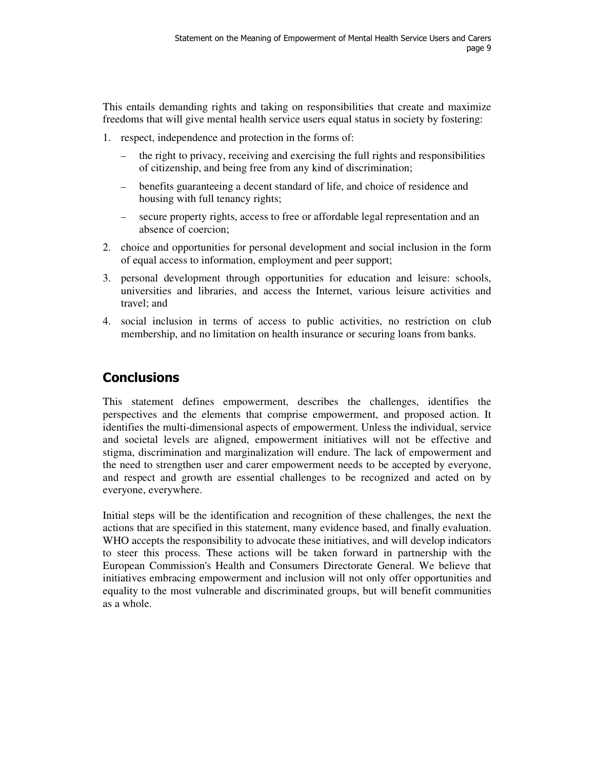This entails demanding rights and taking on responsibilities that create and maximize freedoms that will give mental health service users equal status in society by fostering:

1. respect, independence and protection in the forms of:
   - the right to privacy, receiving and exercising the full rights and responsibilities of citizenship, and being free from any kind of discrimination;
   - benefits guaranteeing a decent standard of life, and choice of residence and housing with full tenancy rights;
   - secure property rights, access to free or affordable legal representation and an absence of coercion;
2. choice and opportunities for personal development and social inclusion in the form of equal access to information, employment and peer support;
3. personal development through opportunities for education and leisure: schools, universities and libraries, and access the Internet, various leisure activities and travel; and
4. social inclusion in terms of access to public activities, no restriction on club membership, and no limitation on health insurance or securing loans from banks.

## Conclusions

This statement defines empowerment, describes the challenges, identifies the perspectives and the elements that comprise empowerment, and proposed action. It identifies the multi-dimensional aspects of empowerment. Unless the individual, service and societal levels are aligned, empowerment initiatives will not be effective and stigma, discrimination and marginalization will endure. The lack of empowerment and the need to strengthen user and carer empowerment needs to be accepted by everyone, and respect and growth are essential challenges to be recognized and acted on by everyone, everywhere.

Initial steps will be the identification and recognition of these challenges, the next the actions that are specified in this statement, many evidence based, and finally evaluation. WHO accepts the responsibility to advocate these initiatives, and will develop indicators to steer this process. These actions will be taken forward in partnership with the European Commission's Health and Consumers Directorate General. We believe that initiatives embracing empowerment and inclusion will not only offer opportunities and equality to the most vulnerable and discriminated groups, but will benefit communities as a whole.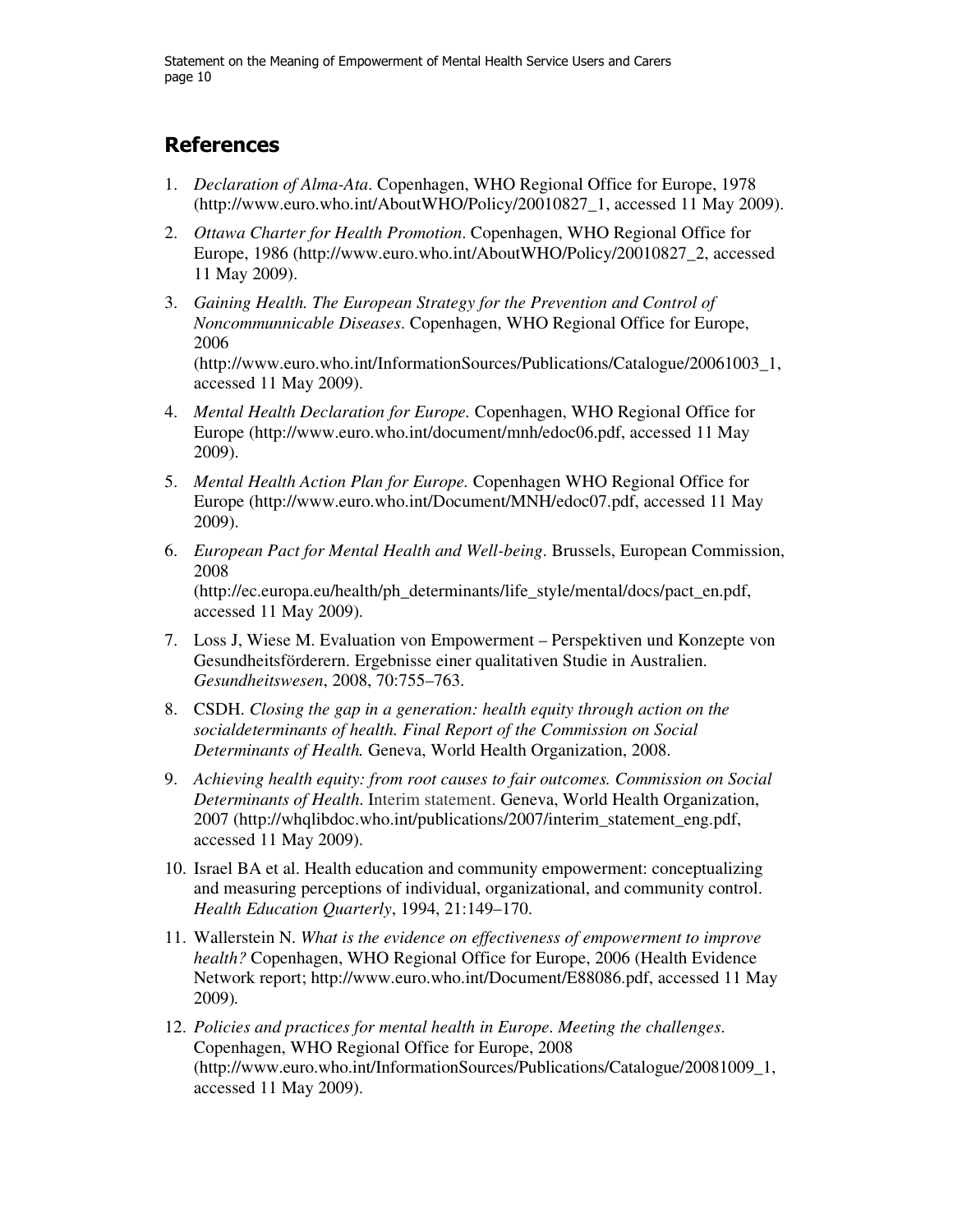## References

1. *Declaration of Alma-Ata*. Copenhagen, WHO Regional Office for Europe, 1978 (http://www.euro.who.int/AboutWHO/Policy/20010827_1, accessed 11 May 2009).
2. *Ottawa Charter for Health Promotion*. Copenhagen, WHO Regional Office for Europe, 1986 (http://www.euro.who.int/AboutWHO/Policy/20010827_2, accessed 11 May 2009).
3. *Gaining Health. The European Strategy for the Prevention and Control of Noncommunnicable Diseases*. Copenhagen, WHO Regional Office for Europe, 2006 (http://www.euro.who.int/InformationSources/Publications/Catalogue/20061003_1, accessed 11 May 2009).
4. *Mental Health Declaration for Europe.* Copenhagen, WHO Regional Office for Europe (http://www.euro.who.int/document/mnh/edoc06.pdf, accessed 11 May 2009).
5. *Mental Health Action Plan for Europe.* Copenhagen WHO Regional Office for Europe (http://www.euro.who.int/Document/MNH/edoc07.pdf, accessed 11 May 2009).
6. *European Pact for Mental Health and Well-being*. Brussels, European Commission, 2008 (http://ec.europa.eu/health/ph_determinants/life_style/mental/docs/pact_en.pdf, accessed 11 May 2009).
7. Loss J, Wiese M. Evaluation von Empowerment – Perspektiven und Konzepte von Gesundheitsförderern. Ergebnisse einer qualitativen Studie in Australien. *Gesundheitswesen*, 2008, 70:755–763.
8. CSDH. *Closing the gap in a generation: health equity through action on the socialdeterminants of health. Final Report of the Commission on Social Determinants of Health.* Geneva, World Health Organization, 2008.
9. *Achieving health equity: from root causes to fair outcomes. Commission on Social Determinants of Health*. Interim statement. Geneva, World Health Organization, 2007 (http://whqlibdoc.who.int/publications/2007/interim_statement_eng.pdf, accessed 11 May 2009).
10. Israel BA et al. Health education and community empowerment: conceptualizing and measuring perceptions of individual, organizational, and community control. *Health Education Quarterly*, 1994, 21:149–170.
11. Wallerstein N. *What is the evidence on effectiveness of empowerment to improve health?* Copenhagen, WHO Regional Office for Europe, 2006 (Health Evidence Network report; http://www.euro.who.int/Document/E88086.pdf, accessed 11 May 2009).
12. *Policies and practices for mental health in Europe*. *Meeting the challenges*. Copenhagen, WHO Regional Office for Europe, 2008 (http://www.euro.who.int/InformationSources/Publications/Catalogue/20081009_1, accessed 11 May 2009).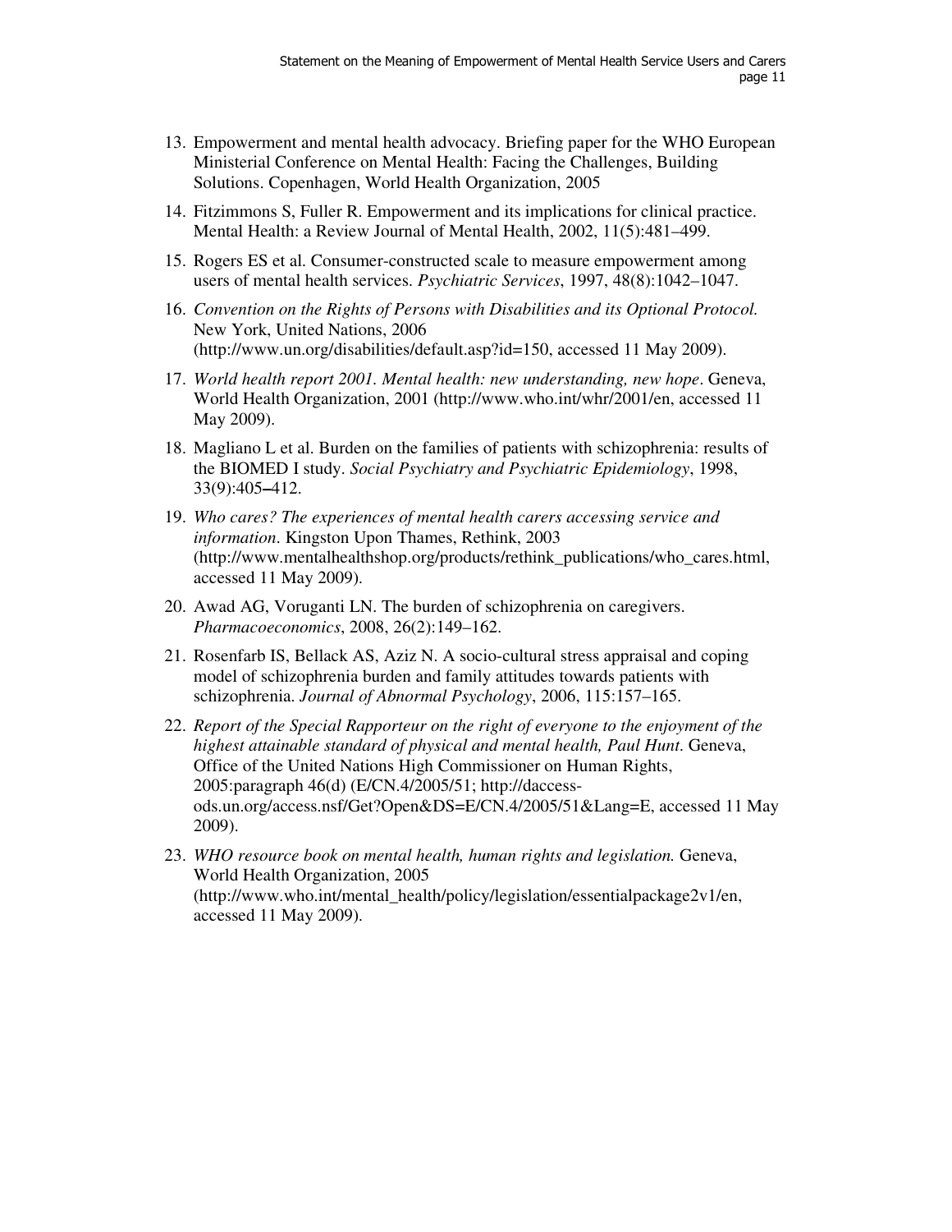13. Empowerment and mental health advocacy. Briefing paper for the WHO European Ministerial Conference on Mental Health: Facing the Challenges, Building Solutions. Copenhagen, World Health Organization, 2005

14. Fitzimmons S, Fuller R. Empowerment and its implications for clinical practice. Mental Health: a Review Journal of Mental Health, 2002, 11(5):481–499.

15. Rogers ES et al. Consumer-constructed scale to measure empowerment among users of mental health services. *Psychiatric Services*, 1997, 48(8):1042–1047.

16. *Convention on the Rights of Persons with Disabilities and its Optional Protocol.* New York, United Nations, 2006 (http://www.un.org/disabilities/default.asp?id=150, accessed 11 May 2009).

17. *World health report 2001. Mental health: new understanding, new hope*. Geneva, World Health Organization, 2001 (http://www.who.int/whr/2001/en, accessed 11 May 2009).

18. Magliano L et al. Burden on the families of patients with schizophrenia: results of the BIOMED I study. *Social Psychiatry and Psychiatric Epidemiology*, 1998, 33(9):405–412.

19. *Who cares? The experiences of mental health carers accessing service and information*. Kingston Upon Thames, Rethink, 2003 (http://www.mentalhealthshop.org/products/rethink_publications/who_cares.html, accessed 11 May 2009).

20. Awad AG, Voruganti LN. The burden of schizophrenia on caregivers. *Pharmacoeconomics*, 2008, 26(2):149–162.

21. Rosenfarb IS, Bellack AS, Aziz N. A socio-cultural stress appraisal and coping model of schizophrenia burden and family attitudes towards patients with schizophrenia. *Journal of Abnormal Psychology*, 2006, 115:157–165.

22. *Report of the Special Rapporteur on the right of everyone to the enjoyment of the highest attainable standard of physical and mental health, Paul Hunt*. Geneva, Office of the United Nations High Commissioner on Human Rights, 2005:paragraph 46(d) (E/CN.4/2005/51; http://daccess-ods.un.org/access.nsf/Get?Open&DS=E/CN.4/2005/51&Lang=E, accessed 11 May 2009).

23. *WHO resource book on mental health, human rights and legislation.* Geneva, World Health Organization, 2005 (http://www.who.int/mental_health/policy/legislation/essentialpackage2v1/en, accessed 11 May 2009).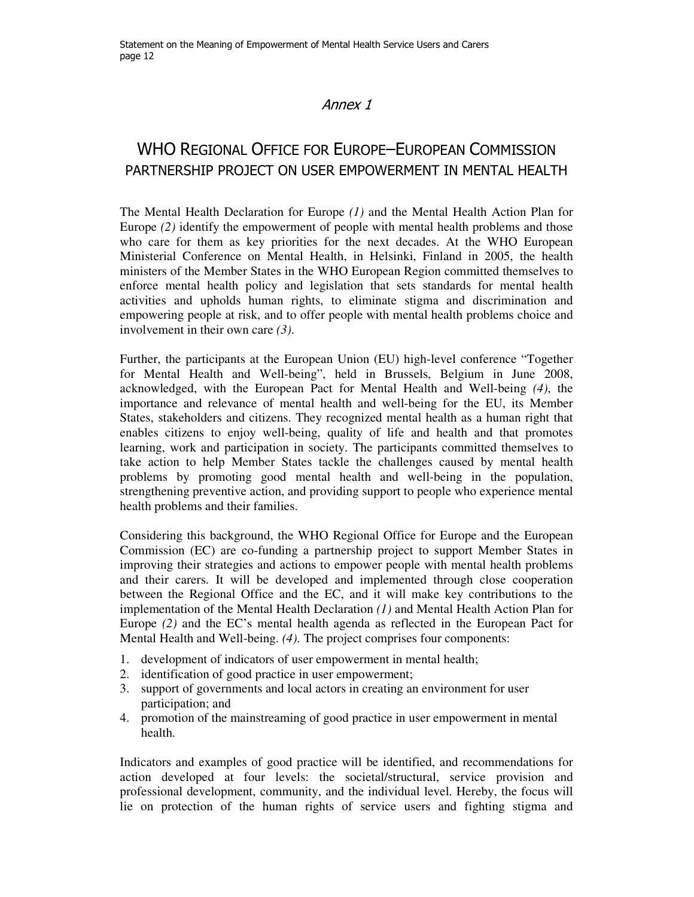*Annex 1*

# WHO REGIONAL OFFICE FOR EUROPE–EUROPEAN COMMISSION PARTNERSHIP PROJECT ON USER EMPOWERMENT IN MENTAL HEALTH

The Mental Health Declaration for Europe *(1)* and the Mental Health Action Plan for Europe *(2)* identify the empowerment of people with mental health problems and those who care for them as key priorities for the next decades. At the WHO European Ministerial Conference on Mental Health, in Helsinki, Finland in 2005, the health ministers of the Member States in the WHO European Region committed themselves to enforce mental health policy and legislation that sets standards for mental health activities and upholds human rights, to eliminate stigma and discrimination and empowering people at risk, and to offer people with mental health problems choice and involvement in their own care *(3)*.

Further, the participants at the European Union (EU) high-level conference "Together for Mental Health and Well-being", held in Brussels, Belgium in June 2008, acknowledged, with the European Pact for Mental Health and Well-being *(4)*, the importance and relevance of mental health and well-being for the EU, its Member States, stakeholders and citizens. They recognized mental health as a human right that enables citizens to enjoy well-being, quality of life and health and that promotes learning, work and participation in society. The participants committed themselves to take action to help Member States tackle the challenges caused by mental health problems by promoting good mental health and well-being in the population, strengthening preventive action, and providing support to people who experience mental health problems and their families.

Considering this background, the WHO Regional Office for Europe and the European Commission (EC) are co-funding a partnership project to support Member States in improving their strategies and actions to empower people with mental health problems and their carers. It will be developed and implemented through close cooperation between the Regional Office and the EC, and it will make key contributions to the implementation of the Mental Health Declaration *(1)* and Mental Health Action Plan for Europe *(2)* and the EC's mental health agenda as reflected in the European Pact for Mental Health and Well-being. *(4)*. The project comprises four components:

1. development of indicators of user empowerment in mental health;
2. identification of good practice in user empowerment;
3. support of governments and local actors in creating an environment for user participation; and
4. promotion of the mainstreaming of good practice in user empowerment in mental health.

Indicators and examples of good practice will be identified, and recommendations for action developed at four levels: the societal/structural, service provision and professional development, community, and the individual level. Hereby, the focus will lie on protection of the human rights of service users and fighting stigma and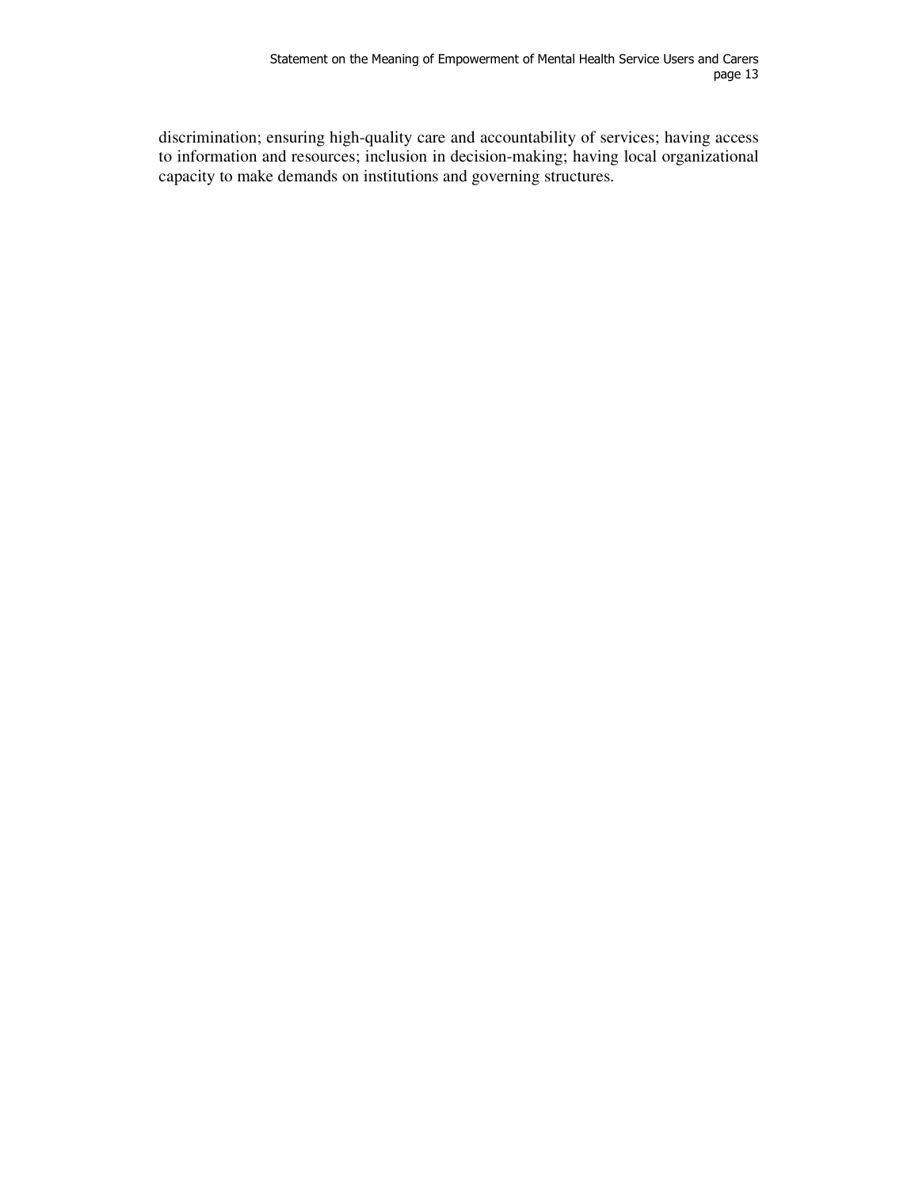discrimination; ensuring high-quality care and accountability of services; having access to information and resources; inclusion in decision-making; having local organizational capacity to make demands on institutions and governing structures.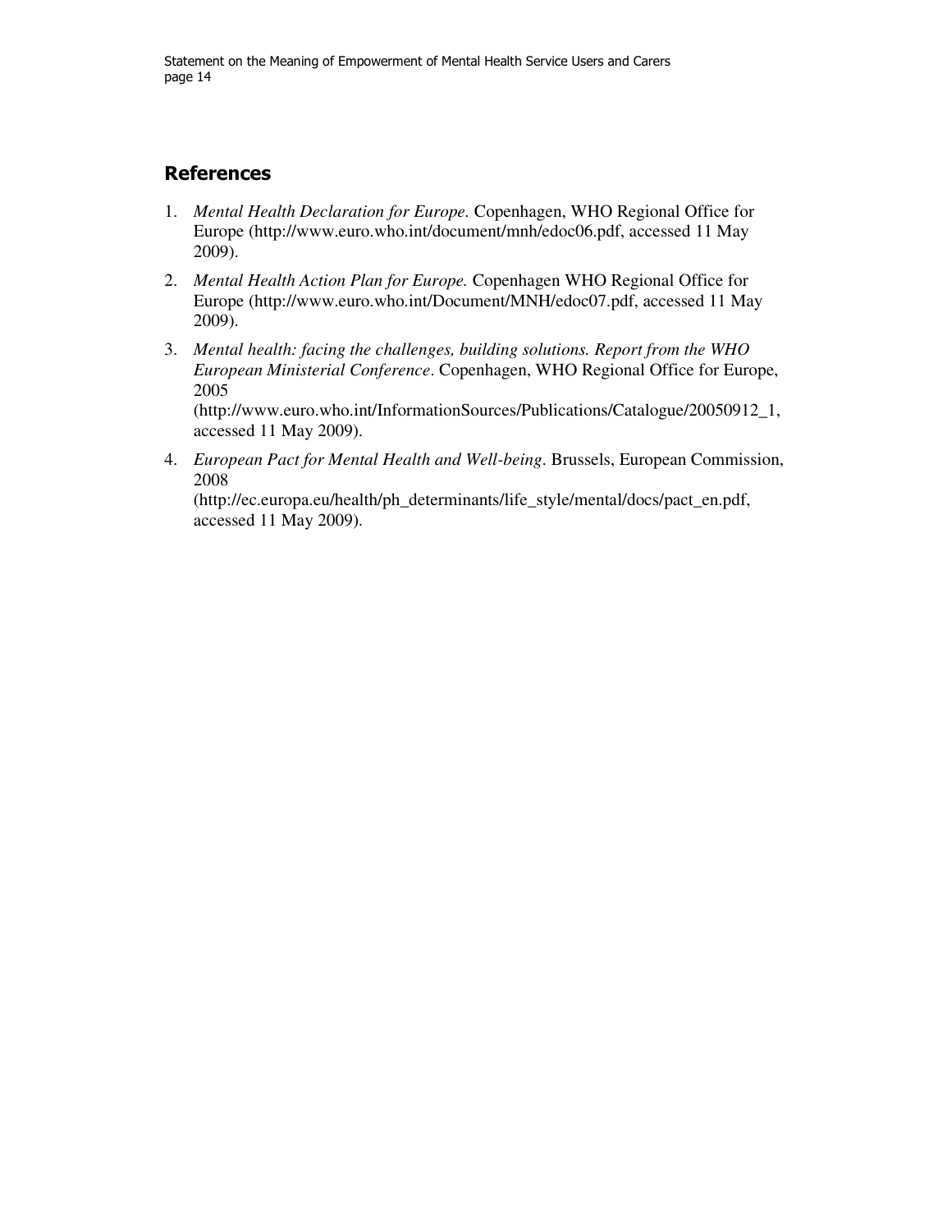## References

1. *Mental Health Declaration for Europe.* Copenhagen, WHO Regional Office for Europe (http://www.euro.who.int/document/mnh/edoc06.pdf, accessed 11 May 2009).
2. *Mental Health Action Plan for Europe.* Copenhagen WHO Regional Office for Europe (http://www.euro.who.int/Document/MNH/edoc07.pdf, accessed 11 May 2009).
3. *Mental health: facing the challenges, building solutions. Report from the WHO European Ministerial Conference*. Copenhagen, WHO Regional Office for Europe, 2005 (http://www.euro.who.int/InformationSources/Publications/Catalogue/20050912_1, accessed 11 May 2009).
4. *European Pact for Mental Health and Well-being*. Brussels, European Commission, 2008 (http://ec.europa.eu/health/ph_determinants/life_style/mental/docs/pact_en.pdf, accessed 11 May 2009).